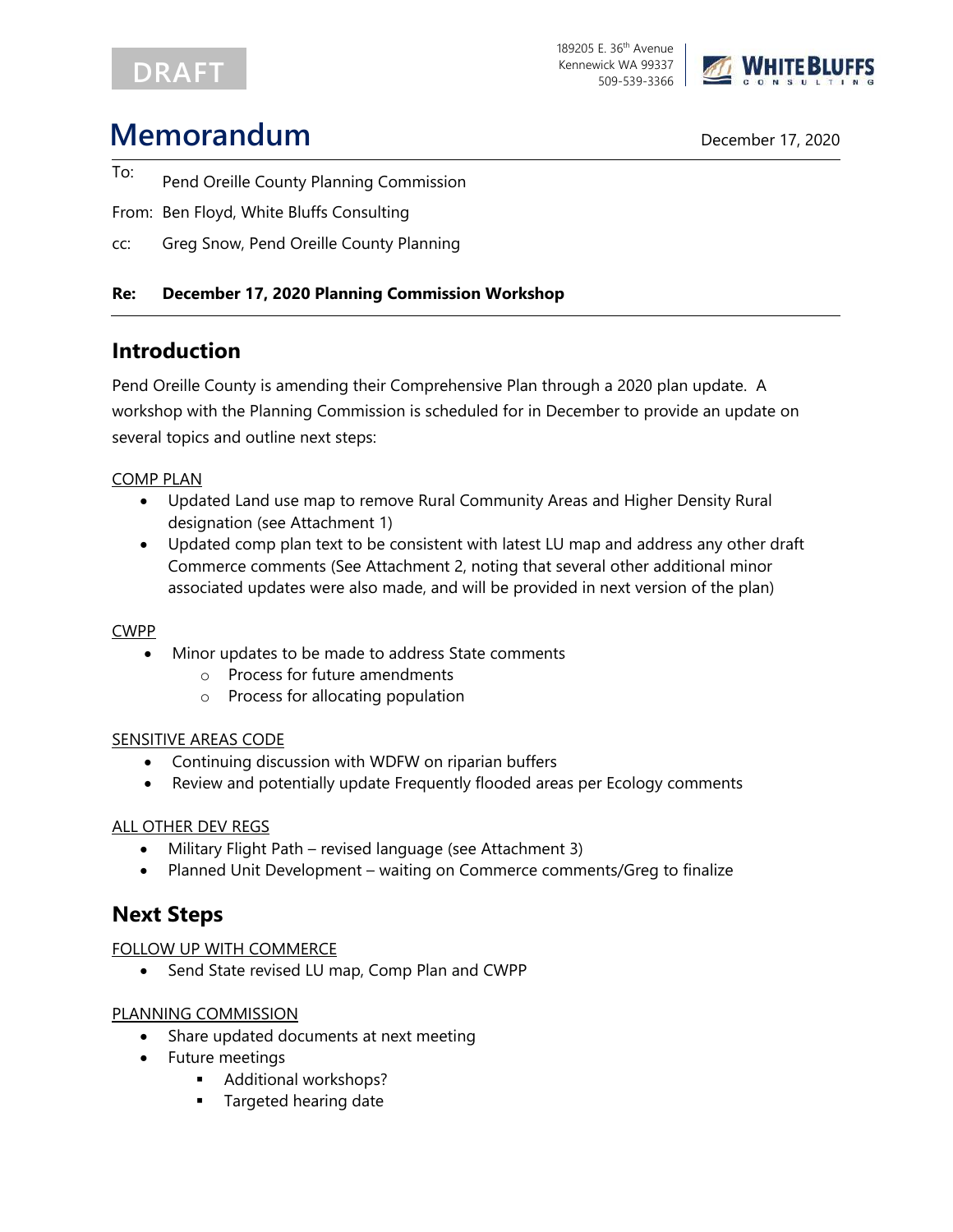DRAFT

189205 E. 36th Avenue
Kennewick WA 99337
509-539-3366

WHITE BLUFFS CONSULTING

# Memorandum

December 17, 2020

To: Pend Oreille County Planning Commission

From: Ben Floyd, White Bluffs Consulting

cc: Greg Snow, Pend Oreille County Planning

**Re: December 17, 2020 Planning Commission Workshop**

## Introduction

Pend Oreille County is amending their Comprehensive Plan through a 2020 plan update. A workshop with the Planning Commission is scheduled for in December to provide an update on several topics and outline next steps:

COMP PLAN

- Updated Land use map to remove Rural Community Areas and Higher Density Rural designation (see Attachment 1)
- Updated comp plan text to be consistent with latest LU map and address any other draft Commerce comments (See Attachment 2, noting that several other additional minor associated updates were also made, and will be provided in next version of the plan)

CWPP

- Minor updates to be made to address State comments
  - Process for future amendments
  - Process for allocating population

SENSITIVE AREAS CODE

- Continuing discussion with WDFW on riparian buffers
- Review and potentially update Frequently flooded areas per Ecology comments

ALL OTHER DEV REGS

- Military Flight Path – revised language (see Attachment 3)
- Planned Unit Development – waiting on Commerce comments/Greg to finalize

## Next Steps

FOLLOW UP WITH COMMERCE

- Send State revised LU map, Comp Plan and CWPP

PLANNING COMMISSION

- Share updated documents at next meeting
- Future meetings
  - Additional workshops?
  - Targeted hearing date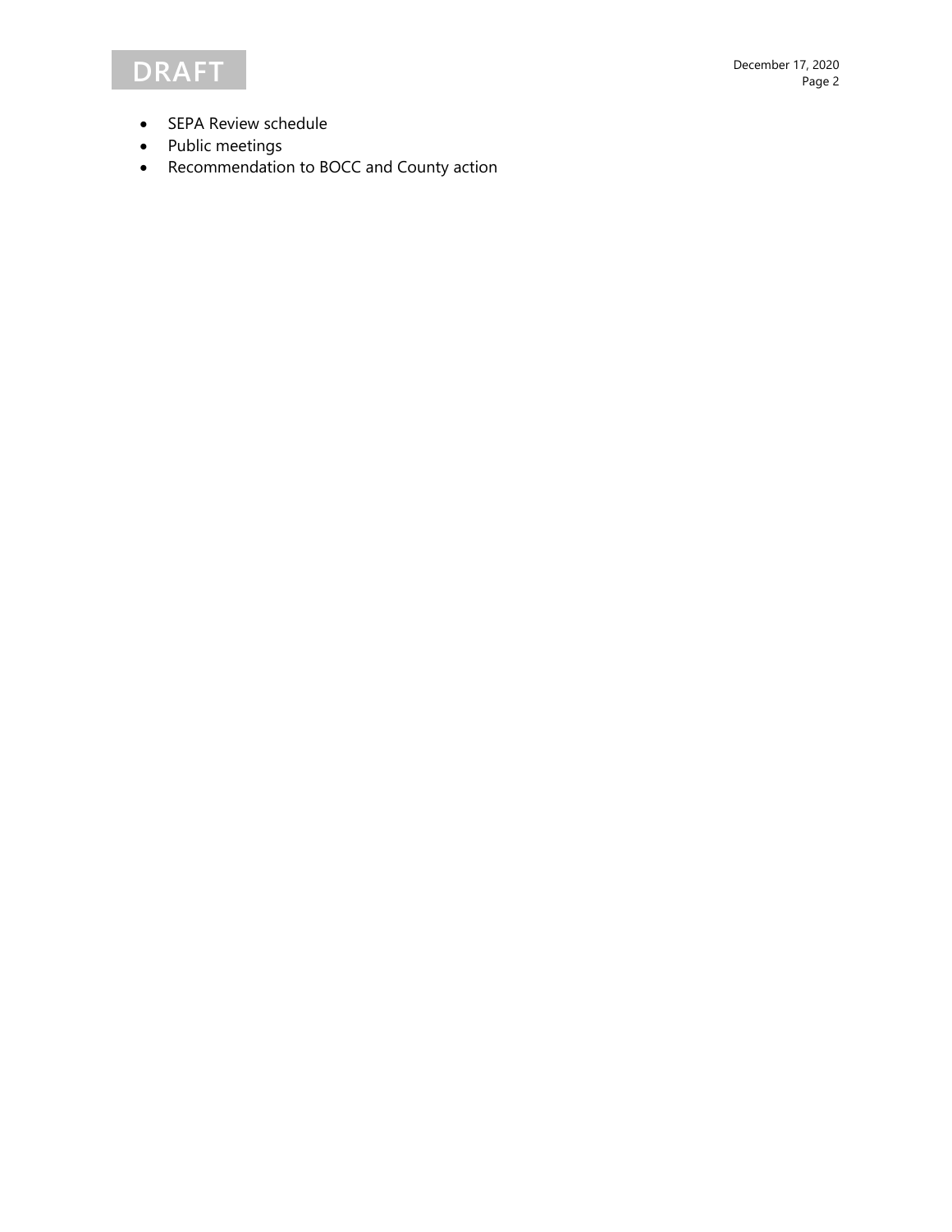- SEPA Review schedule
- Public meetings
- Recommendation to BOCC and County action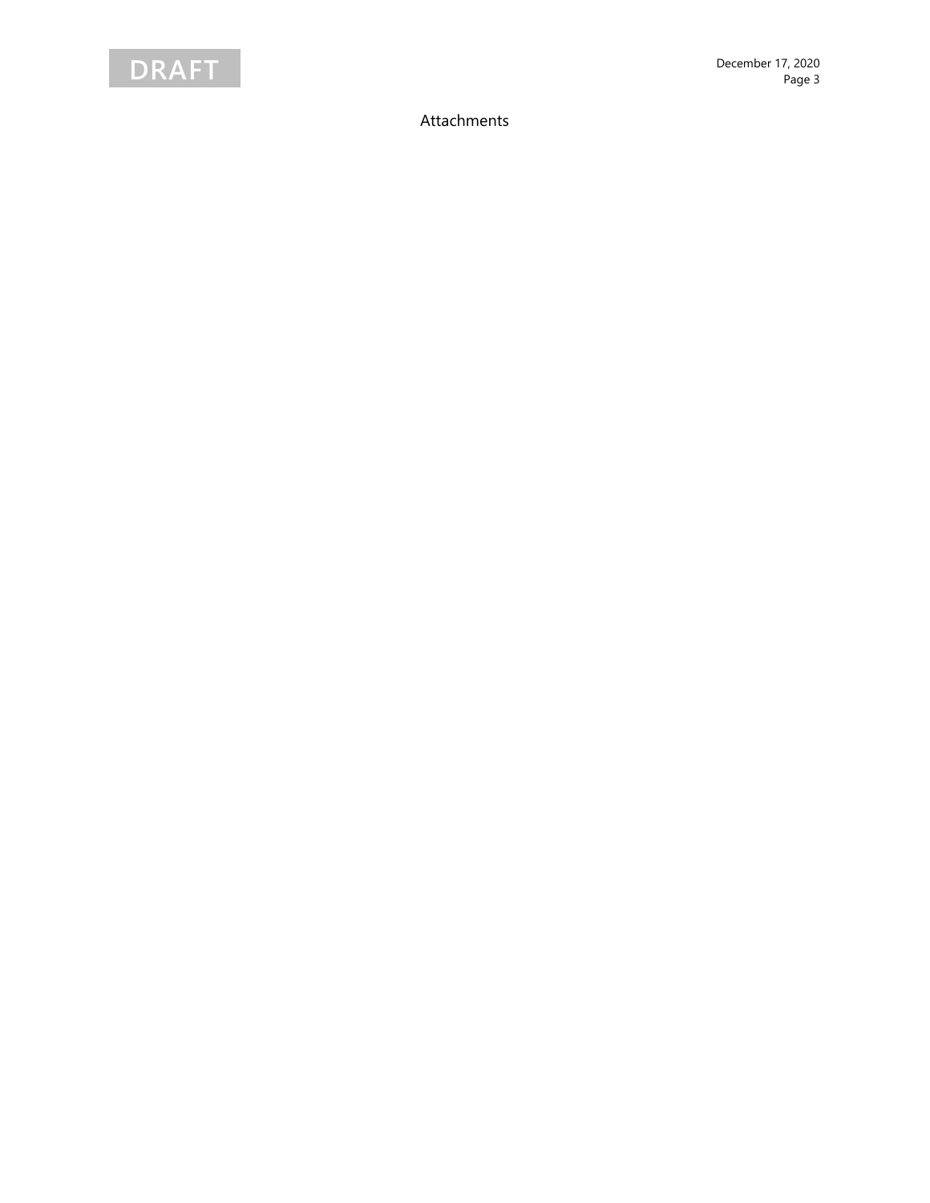Attachments